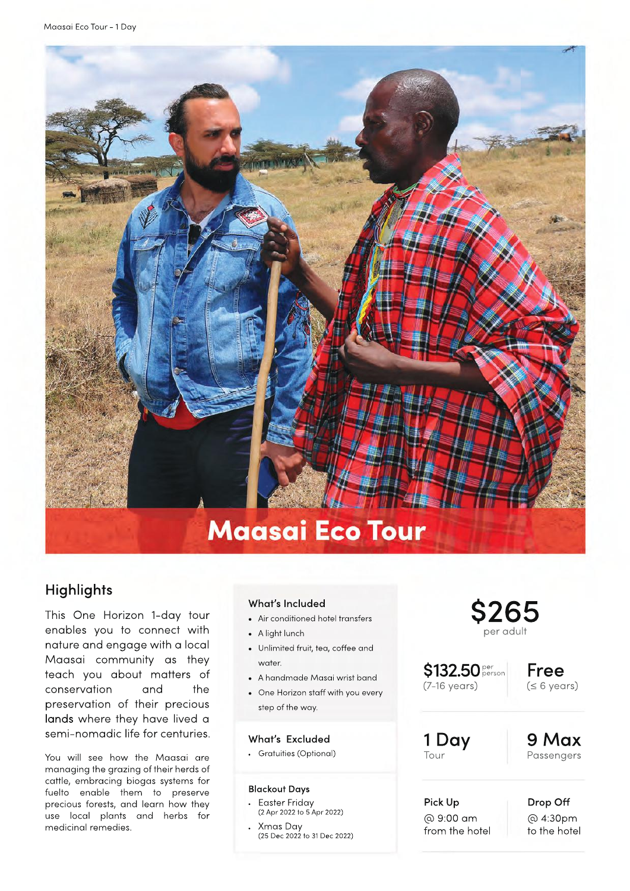# Maasai Eco Tour

## Highlights

This One Horizon 1-day tour enables you to connect with nature and engage with a local Maasai community as they teach you about matters of conservation and the preservation of their precious lands where they have lived a semi-nomadic life for centuries.

You will see how the Maasai are managing the grazing of their herds of cattle, embracing biogas systems for fuelto enable them to preserve precious forests, and learn how they use local plants and herbs for medicinal remedies.

### What's Included

- Air conditioned hotel transfers
- A light lunch
- Unlimited fruit, tea, coffee and water.
- A handmade Masai wrist band
- One Horizon staff with you every step of the way.

### What's Excluded

- Gratuities (Optional)

### Blackout Days

- Easter Friday
  (2 Apr 2022 to 5 Apr 2022)
- Xmas Day
  (25 Dec 2022 to 31 Dec 2022)

**$265**
per adult

**$132.50** per person
(7-16 years)

**Free**
(≤ 6 years)

**1 Day**
Tour

**9 Max**
Passengers

**Pick Up**
@ 9:00 am
from the hotel

**Drop Off**
@ 4:30pm
to the hotel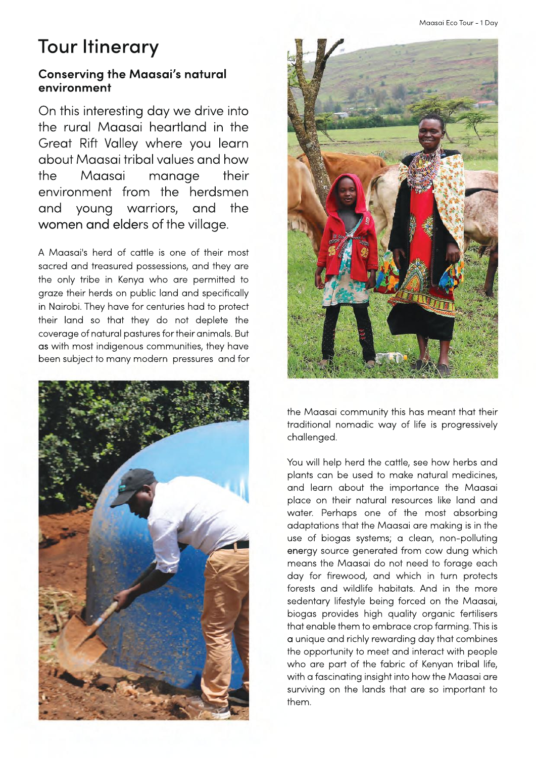# Tour Itinerary

## Conserving the Maasai's natural environment

On this interesting day we drive into the rural Maasai heartland in the Great Rift Valley where you learn about Maasai tribal values and how the Maasai manage their environment from the herdsmen and young warriors, and the women and elders of the village.

A Maasai's herd of cattle is one of their most sacred and treasured possessions, and they are the only tribe in Kenya who are permitted to graze their herds on public land and specifically in Nairobi. They have for centuries had to protect their land so that they do not deplete the coverage of natural pastures for their animals. But as with most indigenous communities, they have been subject to many modern pressures and for the Maasai community this has meant that their traditional nomadic way of life is progressively challenged.

You will help herd the cattle, see how herbs and plants can be used to make natural medicines, and learn about the importance the Maasai place on their natural resources like land and water. Perhaps one of the most absorbing adaptations that the Maasai are making is in the use of biogas systems; a clean, non-polluting energy source generated from cow dung which means the Maasai do not need to forage each day for firewood, and which in turn protects forests and wildlife habitats. And in the more sedentary lifestyle being forced on the Maasai, biogas provides high quality organic fertilisers that enable them to embrace crop farming. This is a unique and richly rewarding day that combines the opportunity to meet and interact with people who are part of the fabric of Kenyan tribal life, with a fascinating insight into how the Maasai are surviving on the lands that are so important to them.